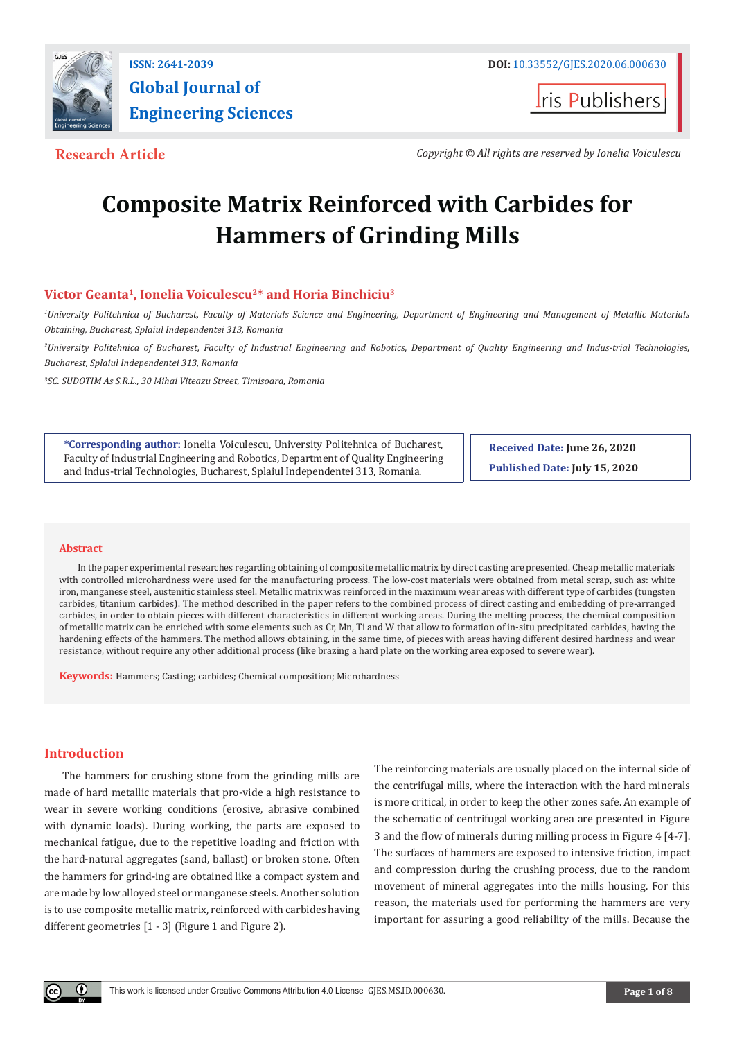**ISSN: 2641-2039**

**Global Journal of Engineering Sciences**

**DOI:** 10.33552/GJES.2020.06.000630

Iris Publishers

**Research Article**

*Copyright © All rights are reserved by Ionelia Voiculescu*

# Composite Matrix Reinforced with Carbides for Hammers of Grinding Mills

**Victor Geanta[1], Ionelia Voiculescu[2]* and Horia Binchiciu[3]**

[1]*University Politehnica of Bucharest, Faculty of Materials Science and Engineering, Department of Engineering and Management of Metallic Materials Obtaining, Bucharest, Splaiul Independentei 313, Romania*

[2]*University Politehnica of Bucharest, Faculty of Industrial Engineering and Robotics, Department of Quality Engineering and Indus-trial Technologies, Bucharest, Splaiul Independentei 313, Romania*

[3]*SC. SUDOTIM As S.R.L., 30 Mihai Viteazu Street, Timisoara, Romania*

**\*Corresponding author:** Ionelia Voiculescu, University Politehnica of Bucharest, Faculty of Industrial Engineering and Robotics, Department of Quality Engineering and Indus-trial Technologies, Bucharest, Splaiul Independentei 313, Romania.

**Received Date:** June 26, 2020

**Published Date:** July 15, 2020

## Abstract

In the paper experimental researches regarding obtaining of composite metallic matrix by direct casting are presented. Cheap metallic materials with controlled microhardness were used for the manufacturing process. The low-cost materials were obtained from metal scrap, such as: white iron, manganese steel, austenitic stainless steel. Metallic matrix was reinforced in the maximum wear areas with different type of carbides (tungsten carbides, titanium carbides). The method described in the paper refers to the combined process of direct casting and embedding of pre-arranged carbides, in order to obtain pieces with different characteristics in different working areas. During the melting process, the chemical composition of metallic matrix can be enriched with some elements such as Cr, Mn, Ti and W that allow to formation of in-situ precipitated carbides, having the hardening effects of the hammers. The method allows obtaining, in the same time, of pieces with areas having different desired hardness and wear resistance, without require any other additional process (like brazing a hard plate on the working area exposed to severe wear).

**Keywords:** Hammers; Casting; carbides; Chemical composition; Microhardness

## Introduction

The hammers for crushing stone from the grinding mills are made of hard metallic materials that pro-vide a high resistance to wear in severe working conditions (erosive, abrasive combined with dynamic loads). During working, the parts are exposed to mechanical fatigue, due to the repetitive loading and friction with the hard-natural aggregates (sand, ballast) or broken stone. Often the hammers for grind-ing are obtained like a compact system and are made by low alloyed steel or manganese steels. Another solution is to use composite metallic matrix, reinforced with carbides having different geometries [1 - 3] (Figure 1 and Figure 2).

The reinforcing materials are usually placed on the internal side of the centrifugal mills, where the interaction with the hard minerals is more critical, in order to keep the other zones safe. An example of the schematic of centrifugal working area are presented in Figure 3 and the flow of minerals during milling process in Figure 4 [4-7]. The surfaces of hammers are exposed to intensive friction, impact and compression during the crushing process, due to the random movement of mineral aggregates into the mills housing. For this reason, the materials used for performing the hammers are very important for assuring a good reliability of the mills. Because the

This work is licensed under Creative Commons Attribution 4.0 License GJES.MS.ID.000630.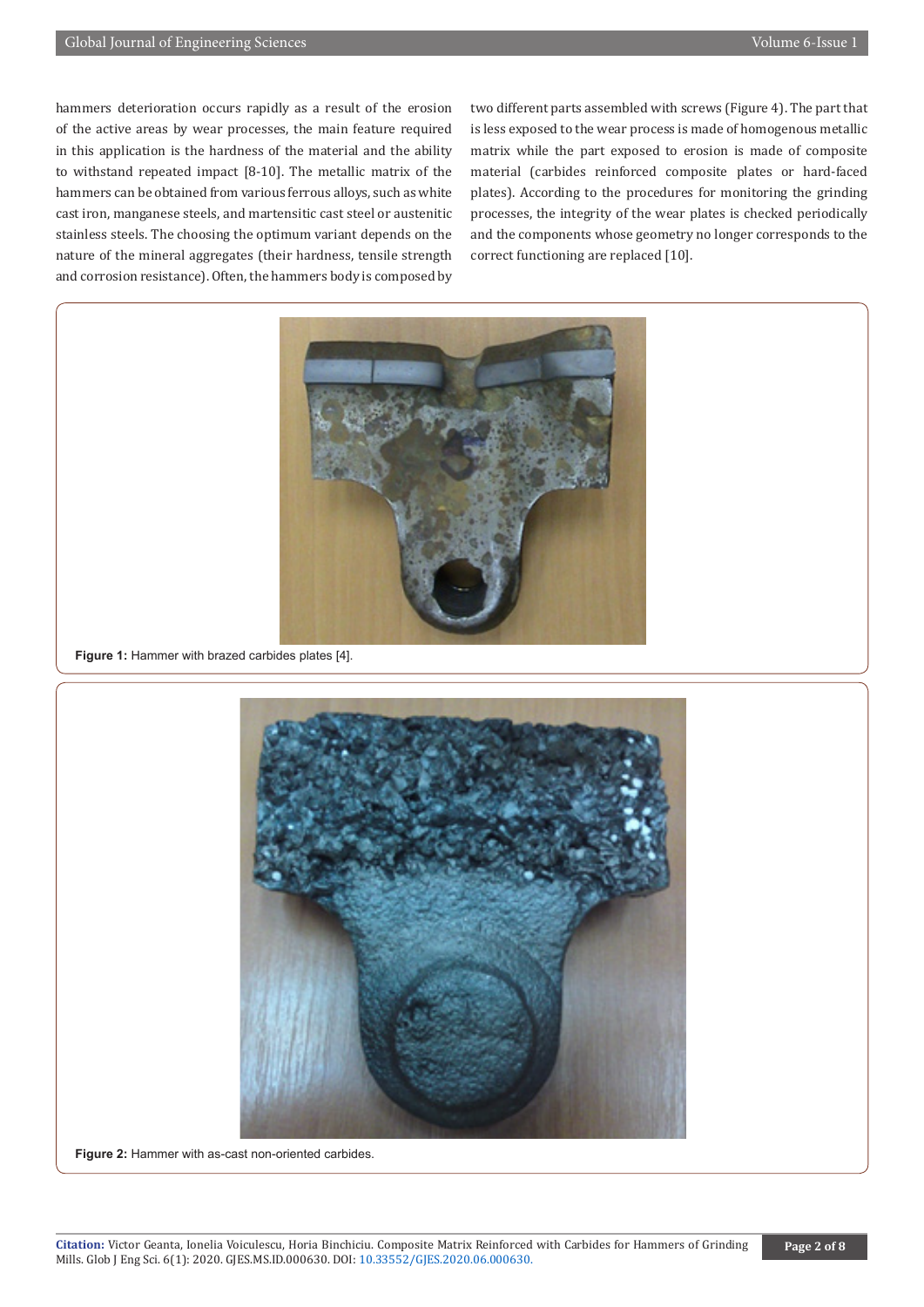hammers deterioration occurs rapidly as a result of the erosion of the active areas by wear processes, the main feature required in this application is the hardness of the material and the ability to withstand repeated impact [8-10]. The metallic matrix of the hammers can be obtained from various ferrous alloys, such as white cast iron, manganese steels, and martensitic cast steel or austenitic stainless steels. The choosing the optimum variant depends on the nature of the mineral aggregates (their hardness, tensile strength and corrosion resistance). Often, the hammers body is composed by two different parts assembled with screws (Figure 4). The part that is less exposed to the wear process is made of homogenous metallic matrix while the part exposed to erosion is made of composite material (carbides reinforced composite plates or hard-faced plates). According to the procedures for monitoring the grinding processes, the integrity of the wear plates is checked periodically and the components whose geometry no longer corresponds to the correct functioning are replaced [10].

**Figure 1:** Hammer with brazed carbides plates [4].

**Figure 2:** Hammer with as-cast non-oriented carbides.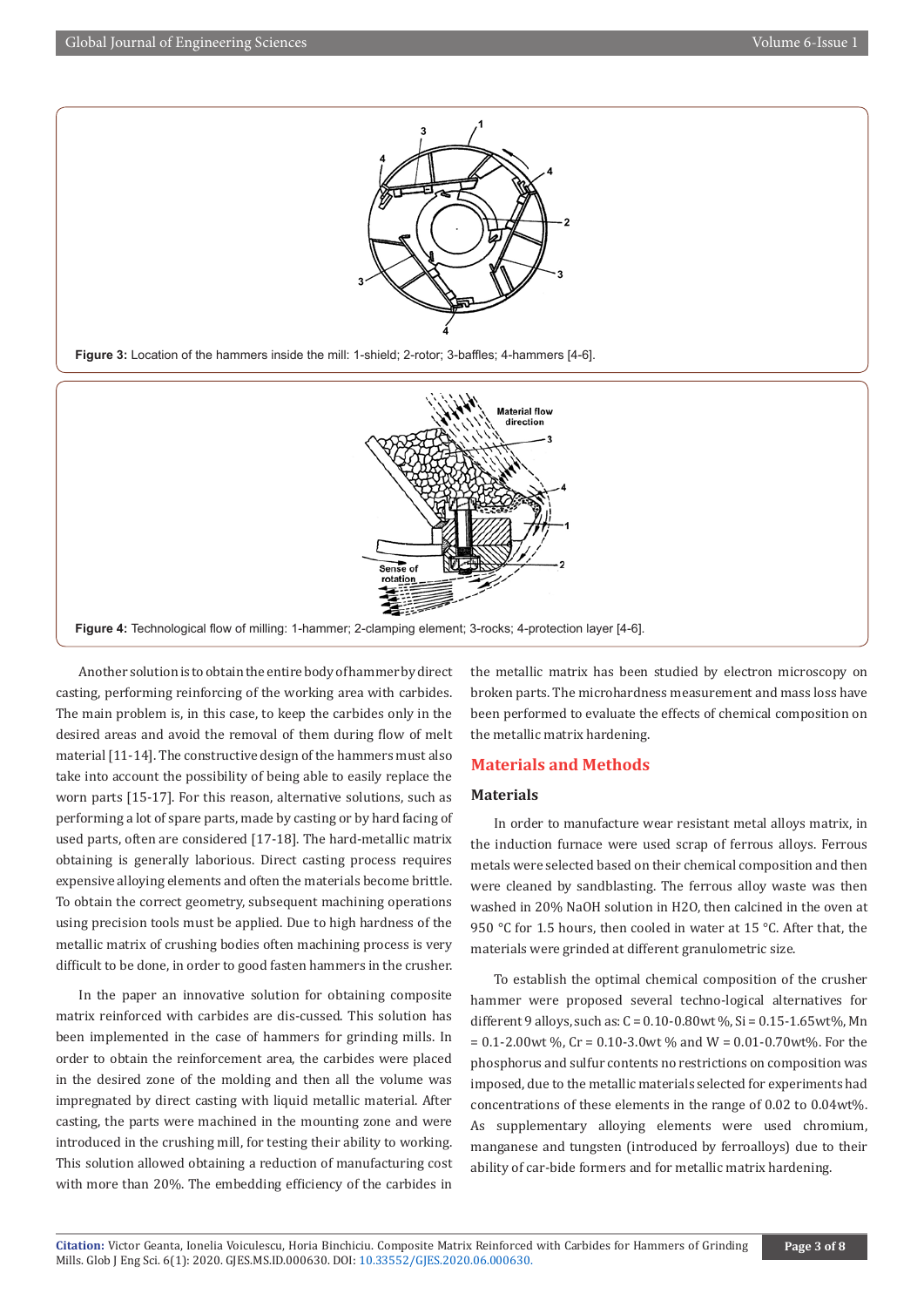Figure 3: Location of the hammers inside the mill: 1-shield; 2-rotor; 3-baffles; 4-hammers [4-6].

Figure 4: Technological flow of milling: 1-hammer; 2-clamping element; 3-rocks; 4-protection layer [4-6].

Another solution is to obtain the entire body of hammer by direct casting, performing reinforcing of the working area with carbides. The main problem is, in this case, to keep the carbides only in the desired areas and avoid the removal of them during flow of melt material [11-14]. The constructive design of the hammers must also take into account the possibility of being able to easily replace the worn parts [15-17]. For this reason, alternative solutions, such as performing a lot of spare parts, made by casting or by hard facing of used parts, often are considered [17-18]. The hard-metallic matrix obtaining is generally laborious. Direct casting process requires expensive alloying elements and often the materials become brittle. To obtain the correct geometry, subsequent machining operations using precision tools must be applied. Due to high hardness of the metallic matrix of crushing bodies often machining process is very difficult to be done, in order to good fasten hammers in the crusher.

In the paper an innovative solution for obtaining composite matrix reinforced with carbides are dis-cussed. This solution has been implemented in the case of hammers for grinding mills. In order to obtain the reinforcement area, the carbides were placed in the desired zone of the molding and then all the volume was impregnated by direct casting with liquid metallic material. After casting, the parts were machined in the mounting zone and were introduced in the crushing mill, for testing their ability to working. This solution allowed obtaining a reduction of manufacturing cost with more than 20%. The embedding efficiency of the carbides in the metallic matrix has been studied by electron microscopy on broken parts. The microhardness measurement and mass loss have been performed to evaluate the effects of chemical composition on the metallic matrix hardening.

## Materials and Methods

### Materials

In order to manufacture wear resistant metal alloys matrix, in the induction furnace were used scrap of ferrous alloys. Ferrous metals were selected based on their chemical composition and then were cleaned by sandblasting. The ferrous alloy waste was then washed in 20% NaOH solution in $H_2O$, then calcined in the oven at 950 °C for 1.5 hours, then cooled in water at 15 °C. After that, the materials were grinded at different granulometric size.

To establish the optimal chemical composition of the crusher hammer were proposed several techno-logical alternatives for different 9 alloys, such as: C = 0.10-0.80wt %, Si = 0.15-1.65wt%, Mn = 0.1-2.00wt %, Cr = 0.10-3.0wt % and W = 0.01-0.70wt%. For the phosphorus and sulfur contents no restrictions on composition was imposed, due to the metallic materials selected for experiments had concentrations of these elements in the range of 0.02 to 0.04wt%. As supplementary alloying elements were used chromium, manganese and tungsten (introduced by ferroalloys) due to their ability of car-bide formers and for metallic matrix hardening.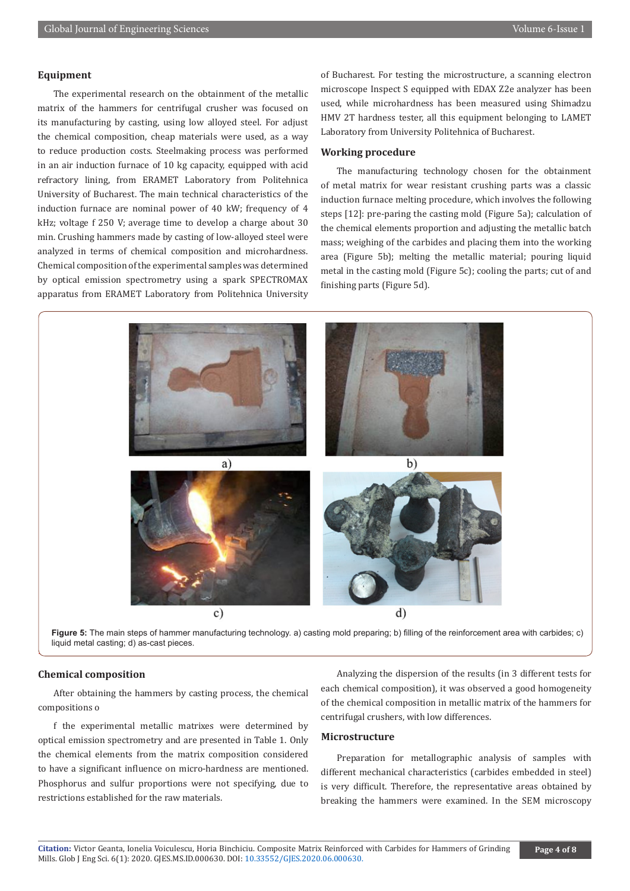## Equipment

The experimental research on the obtainment of the metallic matrix of the hammers for centrifugal crusher was focused on its manufacturing by casting, using low alloyed steel. For adjust the chemical composition, cheap materials were used, as a way to reduce production costs. Steelmaking process was performed in an air induction furnace of 10 kg capacity, equipped with acid refractory lining, from ERAMET Laboratory from Politehnica University of Bucharest. The main technical characteristics of the induction furnace are nominal power of 40 kW; frequency of 4 kHz; voltage f 250 V; average time to develop a charge about 30 min. Crushing hammers made by casting of low-alloyed steel were analyzed in terms of chemical composition and microhardness. Chemical composition of the experimental samples was determined by optical emission spectrometry using a spark SPECTROMAX apparatus from ERAMET Laboratory from Politehnica University of Bucharest. For testing the microstructure, a scanning electron microscope Inspect S equipped with EDAX Z2e analyzer has been used, while microhardness has been measured using Shimadzu HMV 2T hardness tester, all this equipment belonging to LAMET Laboratory from University Politehnica of Bucharest.

## Working procedure

The manufacturing technology chosen for the obtainment of metal matrix for wear resistant crushing parts was a classic induction furnace melting procedure, which involves the following steps [12]: pre-paring the casting mold (Figure 5a); calculation of the chemical elements proportion and adjusting the metallic batch mass; weighing of the carbides and placing them into the working area (Figure 5b); melting the metallic material; pouring liquid metal in the casting mold (Figure 5c); cooling the parts; cut of and finishing parts (Figure 5d).

**Figure 5:** The main steps of hammer manufacturing technology. a) casting mold preparing; b) filling of the reinforcement area with carbides; c) liquid metal casting; d) as-cast pieces.

## Chemical composition

After obtaining the hammers by casting process, the chemical compositions o

f the experimental metallic matrixes were determined by optical emission spectrometry and are presented in Table 1. Only the chemical elements from the matrix composition considered to have a significant influence on micro-hardness are mentioned. Phosphorus and sulfur proportions were not specifying, due to restrictions established for the raw materials.

Analyzing the dispersion of the results (in 3 different tests for each chemical composition), it was observed a good homogeneity of the chemical composition in metallic matrix of the hammers for centrifugal crushers, with low differences.

## Microstructure

Preparation for metallographic analysis of samples with different mechanical characteristics (carbides embedded in steel) is very difficult. Therefore, the representative areas obtained by breaking the hammers were examined. In the SEM microscopy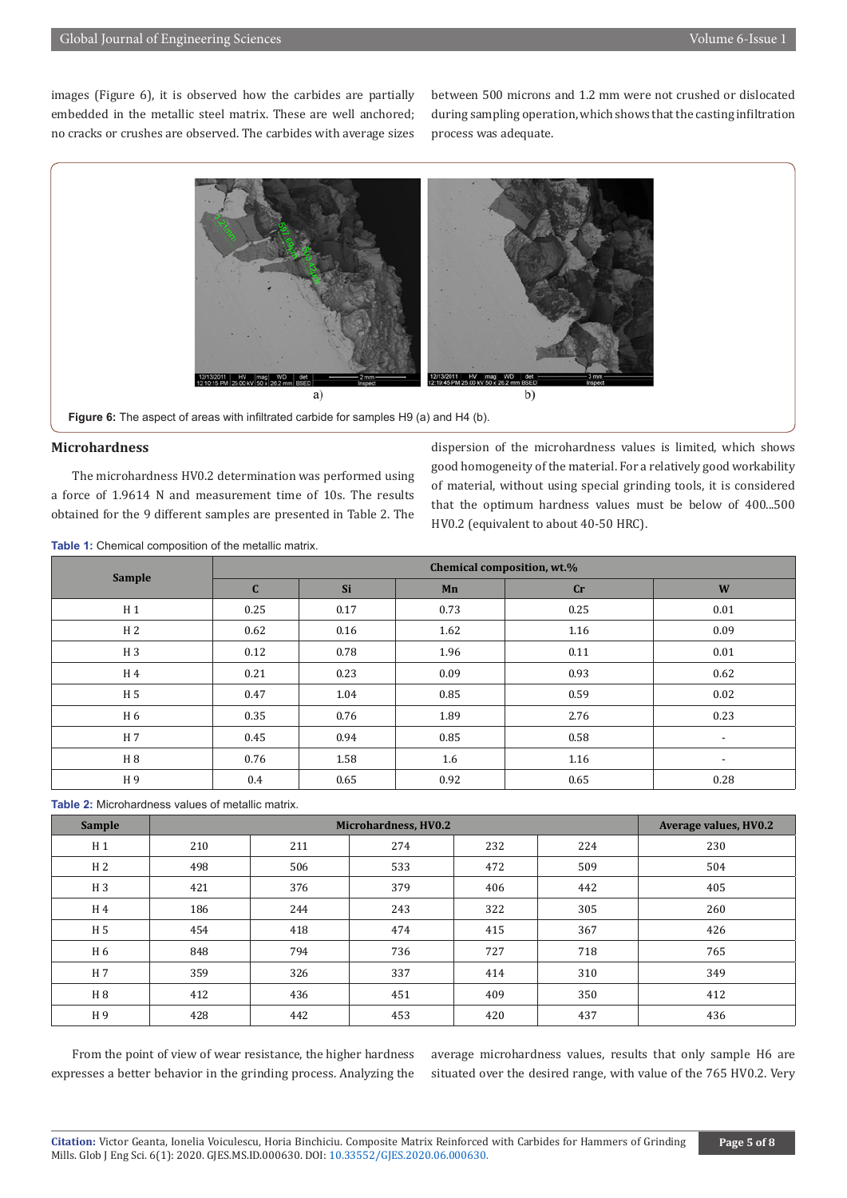images (Figure 6), it is observed how the carbides are partially embedded in the metallic steel matrix. These are well anchored; no cracks or crushes are observed. The carbides with average sizes between 500 microns and 1.2 mm were not crushed or dislocated during sampling operation, which shows that the casting infiltration process was adequate.

**Figure 6:** The aspect of areas with infiltrated carbide for samples H9 (a) and H4 (b).

## Microhardness

The microhardness HV0.2 determination was performed using a force of 1.9614 N and measurement time of 10s. The results obtained for the 9 different samples are presented in Table 2. The dispersion of the microhardness values is limited, which shows good homogeneity of the material. For a relatively good workability of material, without using special grinding tools, it is considered that the optimum hardness values must be below of 400...500 HV0.2 (equivalent to about 40-50 HRC).

**Table 1:** Chemical composition of the metallic matrix.

| Sample | Chemical composition, wt.% | | | | |
|---|---|---|---|---|---|
| | C | Si | Mn | Cr | W |
| H 1 | 0.25 | 0.17 | 0.73 | 0.25 | 0.01 |
| H 2 | 0.62 | 0.16 | 1.62 | 1.16 | 0.09 |
| H 3 | 0.12 | 0.78 | 1.96 | 0.11 | 0.01 |
| H 4 | 0.21 | 0.23 | 0.09 | 0.93 | 0.62 |
| H 5 | 0.47 | 1.04 | 0.85 | 0.59 | 0.02 |
| H 6 | 0.35 | 0.76 | 1.89 | 2.76 | 0.23 |
| H 7 | 0.45 | 0.94 | 0.85 | 0.58 | - |
| H 8 | 0.76 | 1.58 | 1.6 | 1.16 | - |
| H 9 | 0.4 | 0.65 | 0.92 | 0.65 | 0.28 |

**Table 2:** Microhardness values of metallic matrix.

| Sample | Microhardness, HV0.2 | | | | | Average values, HV0.2 |
|---|---|---|---|---|---|---|
| H 1 | 210 | 211 | 274 | 232 | 224 | 230 |
| H 2 | 498 | 506 | 533 | 472 | 509 | 504 |
| H 3 | 421 | 376 | 379 | 406 | 442 | 405 |
| H 4 | 186 | 244 | 243 | 322 | 305 | 260 |
| H 5 | 454 | 418 | 474 | 415 | 367 | 426 |
| H 6 | 848 | 794 | 736 | 727 | 718 | 765 |
| H 7 | 359 | 326 | 337 | 414 | 310 | 349 |
| H 8 | 412 | 436 | 451 | 409 | 350 | 412 |
| H 9 | 428 | 442 | 453 | 420 | 437 | 436 |

From the point of view of wear resistance, the higher hardness expresses a better behavior in the grinding process. Analyzing the average microhardness values, results that only sample H6 are situated over the desired range, with value of the 765 HV0.2. Very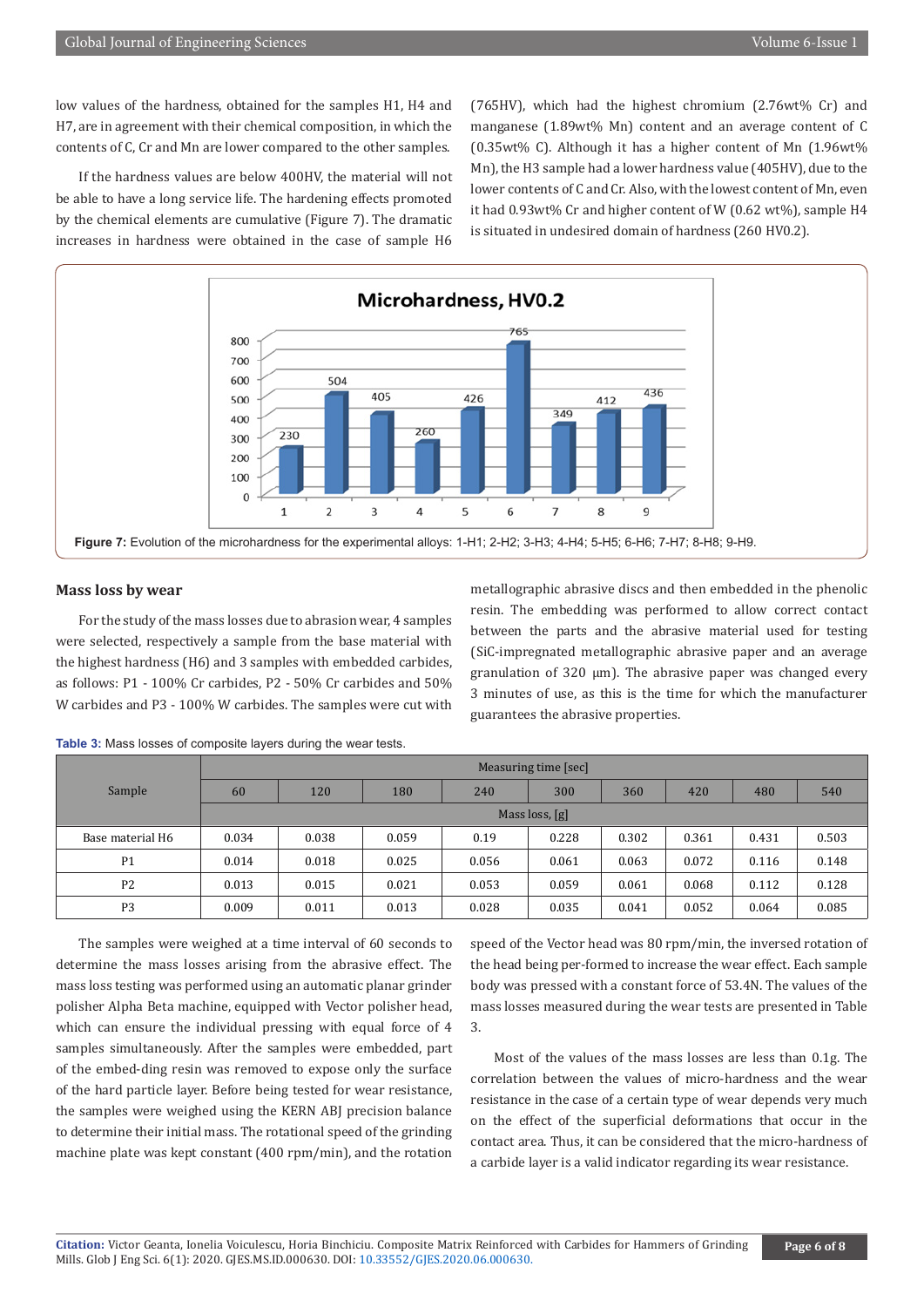low values of the hardness, obtained for the samples H1, H4 and H7, are in agreement with their chemical composition, in which the contents of C, Cr and Mn are lower compared to the other samples.

If the hardness values are below 400HV, the material will not be able to have a long service life. The hardening effects promoted by the chemical elements are cumulative (Figure 7). The dramatic increases in hardness were obtained in the case of sample H6 (765HV), which had the highest chromium (2.76wt% Cr) and manganese (1.89wt% Mn) content and an average content of C (0.35wt% C). Although it has a higher content of Mn (1.96wt% Mn), the H3 sample had a lower hardness value (405HV), due to the lower contents of C and Cr. Also, with the lowest content of Mn, even it had 0.93wt% Cr and higher content of W (0.62 wt%), sample H4 is situated in undesired domain of hardness (260 HV0.2).

**Figure 7:** Evolution of the microhardness for the experimental alloys: 1-H1; 2-H2; 3-H3; 4-H4; 5-H5; 6-H6; 7-H7; 8-H8; 9-H9.

## Mass loss by wear

For the study of the mass losses due to abrasion wear, 4 samples were selected, respectively a sample from the base material with the highest hardness (H6) and 3 samples with embedded carbides, as follows: P1 - 100% Cr carbides, P2 - 50% Cr carbides and 50% W carbides and P3 - 100% W carbides. The samples were cut with metallographic abrasive discs and then embedded in the phenolic resin. The embedding was performed to allow correct contact between the parts and the abrasive material used for testing (SiC-impregnated metallographic abrasive paper and an average granulation of 320 µm). The abrasive paper was changed every 3 minutes of use, as this is the time for which the manufacturer guarantees the abrasive properties.

**Table 3:** Mass losses of composite layers during the wear tests.

| Sample | Measuring time [sec] | | | | | | | | |
|---|---|---|---|---|---|---|---|---|---|
| | 60 | 120 | 180 | 240 | 300 | 360 | 420 | 480 | 540 |
| | Mass loss, [g] | | | | | | | | |
| Base material H6 | 0.034 | 0.038 | 0.059 | 0.19 | 0.228 | 0.302 | 0.361 | 0.431 | 0.503 |
| P1 | 0.014 | 0.018 | 0.025 | 0.056 | 0.061 | 0.063 | 0.072 | 0.116 | 0.148 |
| P2 | 0.013 | 0.015 | 0.021 | 0.053 | 0.059 | 0.061 | 0.068 | 0.112 | 0.128 |
| P3 | 0.009 | 0.011 | 0.013 | 0.028 | 0.035 | 0.041 | 0.052 | 0.064 | 0.085 |

The samples were weighed at a time interval of 60 seconds to determine the mass losses arising from the abrasive effect. The mass loss testing was performed using an automatic planar grinder polisher Alpha Beta machine, equipped with Vector polisher head, which can ensure the individual pressing with equal force of 4 samples simultaneously. After the samples were embedded, part of the embed-ding resin was removed to expose only the surface of the hard particle layer. Before being tested for wear resistance, the samples were weighed using the KERN ABJ precision balance to determine their initial mass. The rotational speed of the grinding machine plate was kept constant (400 rpm/min), and the rotation speed of the Vector head was 80 rpm/min, the inversed rotation of the head being per-formed to increase the wear effect. Each sample body was pressed with a constant force of 53.4N. The values of the mass losses measured during the wear tests are presented in Table 3.

Most of the values of the mass losses are less than 0.1g. The correlation between the values of micro-hardness and the wear resistance in the case of a certain type of wear depends very much on the effect of the superficial deformations that occur in the contact area. Thus, it can be considered that the micro-hardness of a carbide layer is a valid indicator regarding its wear resistance.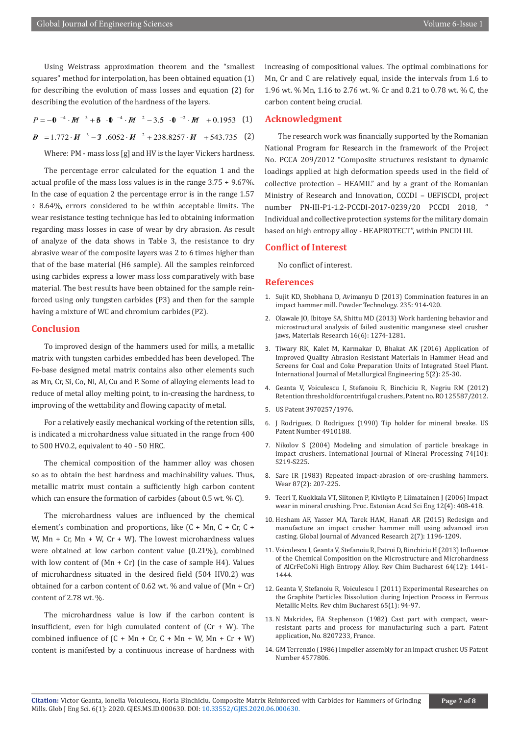Using Weistrass approximation theorem and the "smallest squares" method for interpolation, has been obtained equation (1) for describing the evolution of mass losses and equation (2) for describing the evolution of the hardness of the layers.

$$P = -10^{-4} \cdot PM^{3} + 6 \cdot 10^{-4} \cdot PM^{2} - 3.5 \cdot 10^{-2} \cdot PM + 0.1953 \quad (1)$$

$$HV = 1.772 \cdot H^{3} - 3.6052 \cdot H^{2} + 238.8257 \cdot H + 543.735 \quad (2)$$

Where: PM - mass loss [g] and HV is the layer Vickers hardness.

The percentage error calculated for the equation 1 and the actual profile of the mass loss values is in the range 3.75 ÷ 9.67%. In the case of equation 2 the percentage error is in the range 1.57 ÷ 8.64%, errors considered to be within acceptable limits. The wear resistance testing technique has led to obtaining information regarding mass losses in case of wear by dry abrasion. As result of analyze of the data shows in Table 3, the resistance to dry abrasive wear of the composite layers was 2 to 6 times higher than that of the base material (H6 sample). All the samples reinforced using carbides express a lower mass loss comparatively with base material. The best results have been obtained for the sample reinforced using only tungsten carbides (P3) and then for the sample having a mixture of WC and chromium carbides (P2).

## Conclusion

To improved design of the hammers used for mills, a metallic matrix with tungsten carbides embedded has been developed. The Fe-base designed metal matrix contains also other elements such as Mn, Cr, Si, Co, Ni, Al, Cu and P. Some of alloying elements lead to reduce of metal alloy melting point, to in-creasing the hardness, to improving of the wettability and flowing capacity of metal.

For a relatively easily mechanical working of the retention sills, is indicated a microhardness value situated in the range from 400 to 500 HV0.2, equivalent to 40 - 50 HRC.

The chemical composition of the hammer alloy was chosen so as to obtain the best hardness and machinability values. Thus, metallic matrix must contain a sufficiently high carbon content which can ensure the formation of carbides (about 0.5 wt. % C).

The microhardness values are influenced by the chemical element's combination and proportions, like (C + Mn, C + Cr, C + W, Mn + Cr, Mn + W, Cr + W). The lowest microhardness values were obtained at low carbon content value (0.21%), combined with low content of (Mn + Cr) (in the case of sample H4). Values of microhardness situated in the desired field (504 HV0.2) was obtained for a carbon content of 0.62 wt. % and value of (Mn + Cr) content of 2.78 wt. %.

The microhardness value is low if the carbon content is insufficient, even for high cumulated content of (Cr + W). The combined influence of (C + Mn + Cr, C + Mn + W, Mn + Cr + W) content is manifested by a continuous increase of hardness with increasing of compositional values. The optimal combinations for Mn, Cr and C are relatively equal, inside the intervals from 1.6 to 1.96 wt. % Mn, 1.16 to 2.76 wt. % Cr and 0.21 to 0.78 wt. % C, the carbon content being crucial.

## Acknowledgment

The research work was financially supported by the Romanian National Program for Research in the framework of the Project No. PCCA 209/2012 "Composite structures resistant to dynamic loadings applied at high deformation speeds used in the field of collective protection – HEAMIL" and by a grant of the Romanian Ministry of Research and Innovation, CCCDI – UEFISCDI, project number PN-III-P1-1.2-PCCDI-2017-0239/20 PCCDI 2018, " Individual and collective protection systems for the military domain based on high entropy alloy - HEAPROTECT", within PNCDI III.

## Conflict of Interest

No conflict of interest.

## References

1. Sujit KD, Shobhana D, Avimanyu D (2013) Commination features in an impact hammer mill. Powder Technology. 235: 914-920.
2. Olawale JO, Ibitoye SA, Shittu MD (2013) Work hardening behavior and microstructural analysis of failed austenitic manganese steel crusher jaws, Materials Research 16(6): 1274-1281.
3. Tiwary RK, Kalet M, Karmakar D, Bhakat AK (2016) Application of Improved Quality Abrasion Resistant Materials in Hammer Head and Screens for Coal and Coke Preparation Units of Integrated Steel Plant. International Journal of Metallurgical Engineering 5(2): 25-30.
4. Geanta V, Voiculescu I, Stefanoiu R, Binchiciu R, Negriu RM (2012) Retention threshold for centrifugal crushers, Patent no. RO 125587/2012.
5. US Patent 3970257/1976.
6. J Rodriguez, D Rodriguez (1990) Tip holder for mineral breake. US Patent Number 4910188.
7. Nikolov S (2004) Modeling and simulation of particle breakage in impact crushers. International Journal of Mineral Processing 74(10): S219-S225.
8. Sare IR (1983) Repeated impact-abrasion of ore-crushing hammers. Wear 87(2): 207-225.
9. Teeri T, Kuokkala VT, Siitonen P, Kivikyto P, Liimatainen J (2006) Impact wear in mineral crushing. Proc. Estonian Acad Sci Eng 12(4): 408-418.
10. Hesham AF, Yasser MA, Tarek HAM, Hanafi AR (2015) Redesign and manufacture an impact crusher hammer mill using advanced iron casting. Global Journal of Advanced Research 2(7): 1196-1209.
11. Voiculescu I, Geanta V, Stefanoiu R, Patroi D, Binchiciu H (2013) Influence of the Chemical Composition on the Microstructure and Microhardness of AlCrFeCoNi High Entropy Alloy. Rev Chim Bucharest 64(12): 1441-1444.
12. Geanta V, Stefanoiu R, Voiculescu I (2011) Experimental Researches on the Graphite Particles Dissolution during Injection Process in Ferrous Metallic Melts. Rev chim Bucharest 65(1): 94-97.
13. N Makrides, EA Stephenson (1982) Cast part with compact, wear-resistant parts and process for manufacturing such a part. Patent application, No. 8207233, France.
14. GM Terrenzio (1986) Impeller assembly for an impact crusher. US Patent Number 4577806.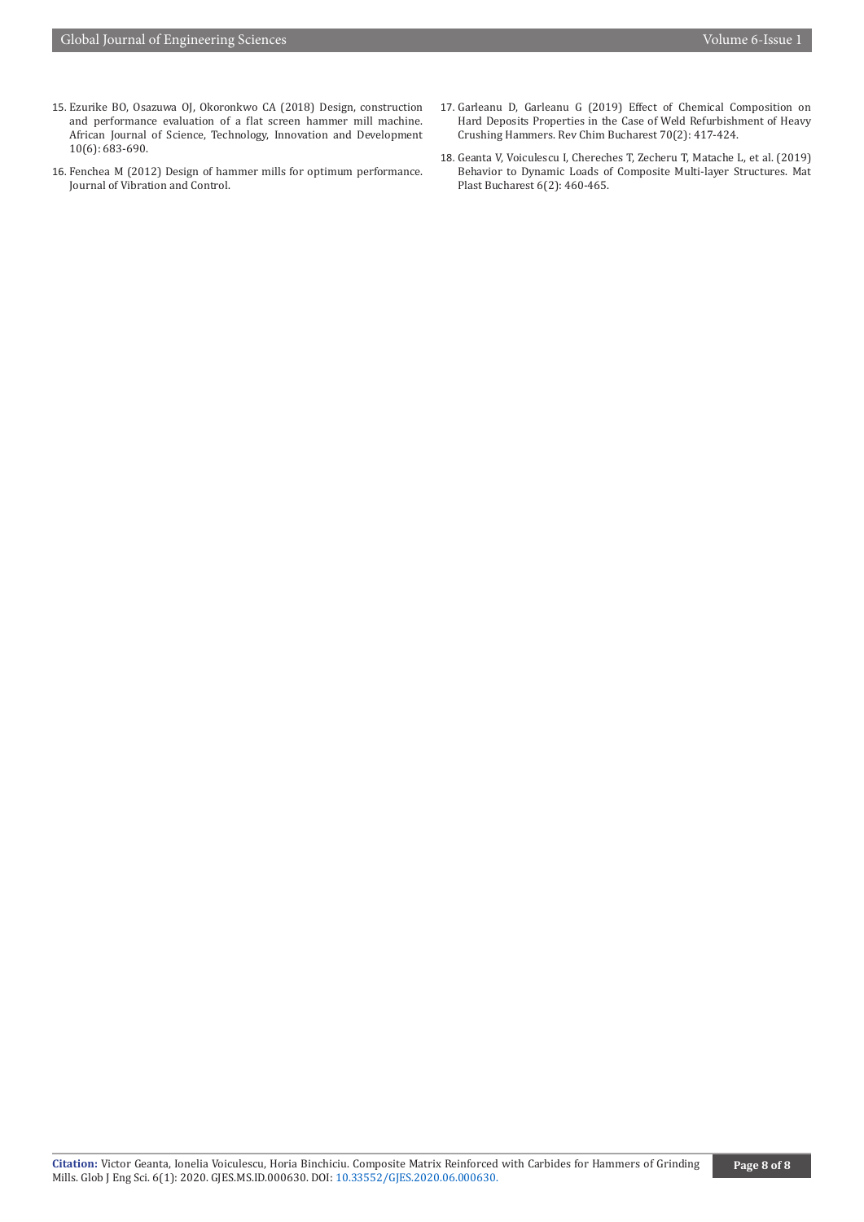15. Ezurike BO, Osazuwa OJ, Okoronkwo CA (2018) Design, construction and performance evaluation of a flat screen hammer mill machine. African Journal of Science, Technology, Innovation and Development 10(6): 683-690.
16. Fenchea M (2012) Design of hammer mills for optimum performance. Journal of Vibration and Control.
17. Garleanu D, Garleanu G (2019) Effect of Chemical Composition on Hard Deposits Properties in the Case of Weld Refurbishment of Heavy Crushing Hammers. Rev Chim Bucharest 70(2): 417-424.
18. Geanta V, Voiculescu I, Chereches T, Zecheru T, Matache L, et al. (2019) Behavior to Dynamic Loads of Composite Multi-layer Structures. Mat Plast Bucharest 6(2): 460-465.